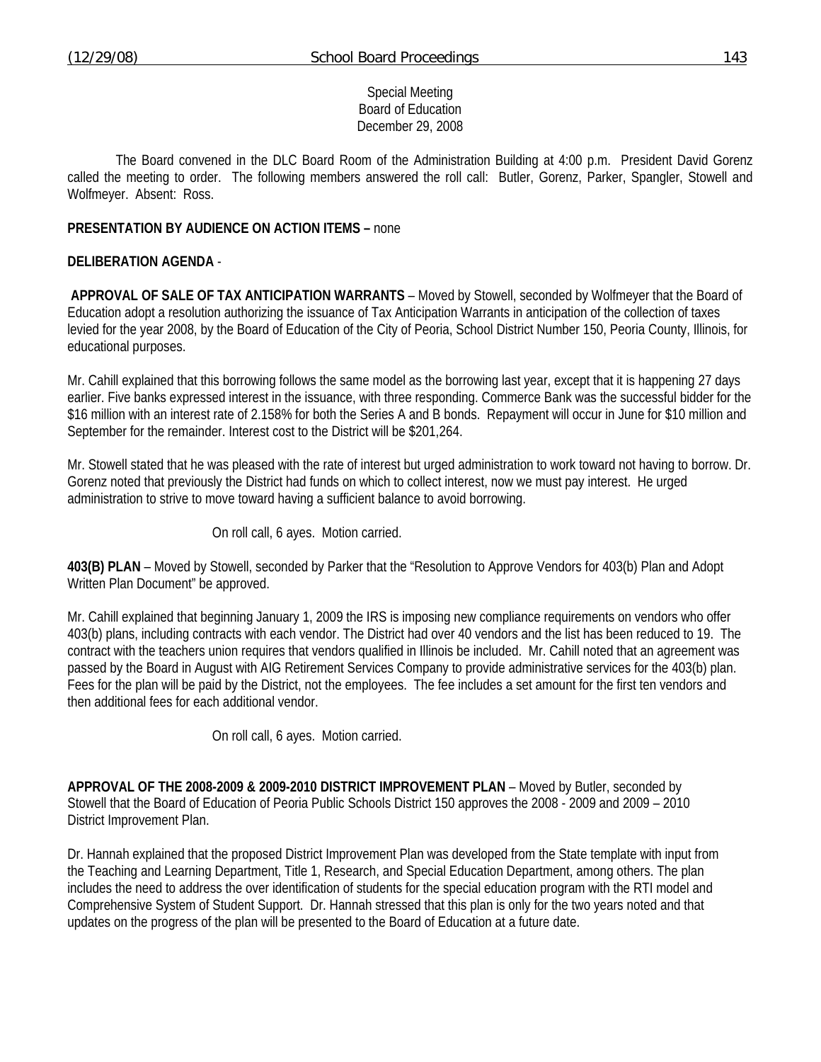Special Meeting
Board of Education
December 29, 2008

The Board convened in the DLC Board Room of the Administration Building at 4:00 p.m. President David Gorenz called the meeting to order. The following members answered the roll call: Butler, Gorenz, Parker, Spangler, Stowell and Wolfmeyer. Absent: Ross.

**PRESENTATION BY AUDIENCE ON ACTION ITEMS –** none

**DELIBERATION AGENDA** -

**APPROVAL OF SALE OF TAX ANTICIPATION WARRANTS** – Moved by Stowell, seconded by Wolfmeyer that the Board of Education adopt a resolution authorizing the issuance of Tax Anticipation Warrants in anticipation of the collection of taxes levied for the year 2008, by the Board of Education of the City of Peoria, School District Number 150, Peoria County, Illinois, for educational purposes.

Mr. Cahill explained that this borrowing follows the same model as the borrowing last year, except that it is happening 27 days earlier. Five banks expressed interest in the issuance, with three responding. Commerce Bank was the successful bidder for the $16 million with an interest rate of 2.158% for both the Series A and B bonds. Repayment will occur in June for $10 million and September for the remainder. Interest cost to the District will be $201,264.

Mr. Stowell stated that he was pleased with the rate of interest but urged administration to work toward not having to borrow. Dr. Gorenz noted that previously the District had funds on which to collect interest, now we must pay interest. He urged administration to strive to move toward having a sufficient balance to avoid borrowing.

On roll call, 6 ayes. Motion carried.

**403(B) PLAN** – Moved by Stowell, seconded by Parker that the "Resolution to Approve Vendors for 403(b) Plan and Adopt Written Plan Document" be approved.

Mr. Cahill explained that beginning January 1, 2009 the IRS is imposing new compliance requirements on vendors who offer 403(b) plans, including contracts with each vendor. The District had over 40 vendors and the list has been reduced to 19. The contract with the teachers union requires that vendors qualified in Illinois be included. Mr. Cahill noted that an agreement was passed by the Board in August with AIG Retirement Services Company to provide administrative services for the 403(b) plan. Fees for the plan will be paid by the District, not the employees. The fee includes a set amount for the first ten vendors and then additional fees for each additional vendor.

On roll call, 6 ayes. Motion carried.

**APPROVAL OF THE 2008-2009 & 2009-2010 DISTRICT IMPROVEMENT PLAN** – Moved by Butler, seconded by Stowell that the Board of Education of Peoria Public Schools District 150 approves the 2008 - 2009 and 2009 – 2010 District Improvement Plan.

Dr. Hannah explained that the proposed District Improvement Plan was developed from the State template with input from the Teaching and Learning Department, Title 1, Research, and Special Education Department, among others. The plan includes the need to address the over identification of students for the special education program with the RTI model and Comprehensive System of Student Support. Dr. Hannah stressed that this plan is only for the two years noted and that updates on the progress of the plan will be presented to the Board of Education at a future date.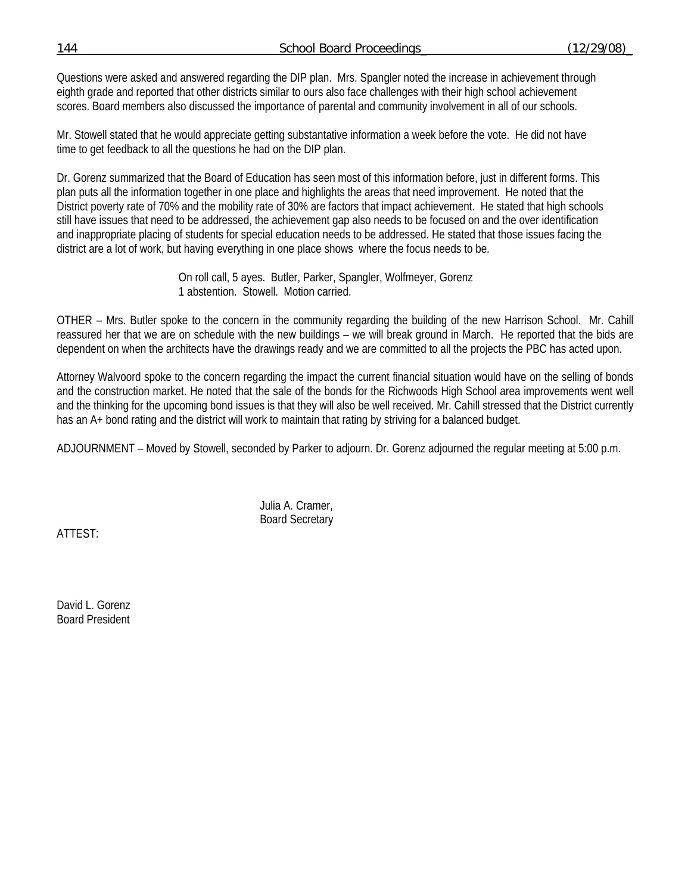Questions were asked and answered regarding the DIP plan. Mrs. Spangler noted the increase in achievement through eighth grade and reported that other districts similar to ours also face challenges with their high school achievement scores. Board members also discussed the importance of parental and community involvement in all of our schools.

Mr. Stowell stated that he would appreciate getting substantative information a week before the vote. He did not have time to get feedback to all the questions he had on the DIP plan.

Dr. Gorenz summarized that the Board of Education has seen most of this information before, just in different forms. This plan puts all the information together in one place and highlights the areas that need improvement. He noted that the District poverty rate of 70% and the mobility rate of 30% are factors that impact achievement. He stated that high schools still have issues that need to be addressed, the achievement gap also needs to be focused on and the over identification and inappropriate placing of students for special education needs to be addressed. He stated that those issues facing the district are a lot of work, but having everything in one place shows where the focus needs to be.

On roll call, 5 ayes. Butler, Parker, Spangler, Wolfmeyer, Gorenz
1 abstention. Stowell. Motion carried.

OTHER – Mrs. Butler spoke to the concern in the community regarding the building of the new Harrison School. Mr. Cahill reassured her that we are on schedule with the new buildings – we will break ground in March. He reported that the bids are dependent on when the architects have the drawings ready and we are committed to all the projects the PBC has acted upon.

Attorney Walvoord spoke to the concern regarding the impact the current financial situation would have on the selling of bonds and the construction market. He noted that the sale of the bonds for the Richwoods High School area improvements went well and the thinking for the upcoming bond issues is that they will also be well received. Mr. Cahill stressed that the District currently has an A+ bond rating and the district will work to maintain that rating by striving for a balanced budget.

ADJOURNMENT – Moved by Stowell, seconded by Parker to adjourn. Dr. Gorenz adjourned the regular meeting at 5:00 p.m.

Julia A. Cramer,
Board Secretary

ATTEST:

David L. Gorenz
Board President